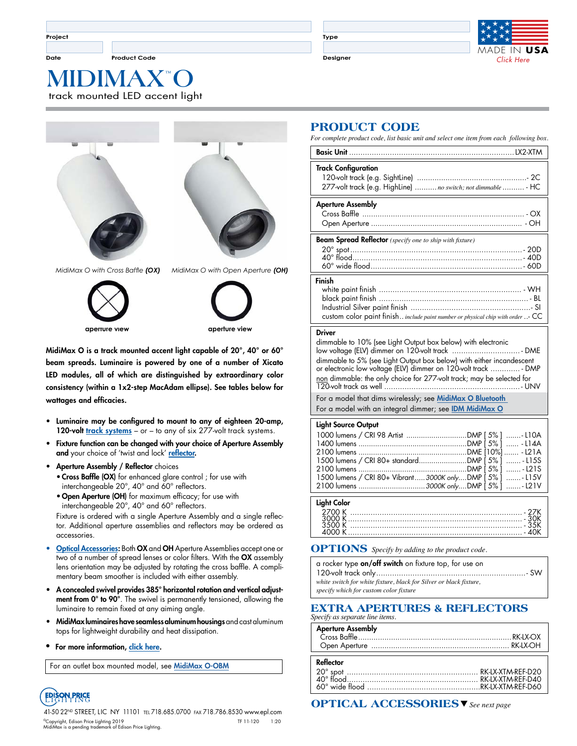Project

Type

Date | Product Code

Designer

MADE IN USA
*Click Here*

# MIDIMAX™ O

track mounted LED accent light

*MidiMax O with Cross Baffle **(OX)***

*MidiMax O with Open Aperture **(OH)***

aperture view

aperture view

**MidiMax O is a track mounted accent light capable of 20°, 40° or 60° beam spreads. Luminaire is powered by one of a number of Xicato LED modules, all of which are distinguished by extraordinary color consistency (within a 1x2-step MacAdam ellipse). See tables below for wattages and efficacies.**

- **Luminaire may be configured to mount to any of eighteen 20-amp, 120-volt** track systems – or – to any of six 277-volt track systems.
- **Fixture function can be changed with your choice of Aperture Assembly and** your choice of 'twist and lock' **reflector.**
- **Aperture Assembly / Reflector** choices
  - **Cross Baffle (OX)** for enhanced glare control ; for use with interchangeable 20°, 40° and 60° reflectors.
  - **Open Aperture (OH)** for maximum efficacy; for use with interchangeable 20°, 40° and 60° reflectors.

  Fixture is ordered with a single Aperture Assembly and a single reflector. Additional aperture assemblies and reflectors may be ordered as accessories.
- **Optical Accessories:** Both **OX** and **OH** Aperture Assemblies accept one or two of a number of spread lenses or color filters. With the **OX** assembly lens orientation may be adjusted by rotating the cross baffle. A complimentary beam smoother is included with either assembly.
- **A concealed swivel provides 385° horizontal rotation and vertical adjustment from 0° to 90°**. The swivel is permanently tensioned, allowing the luminaire to remain fixed at any aiming angle.
- **MidiMax luminaires have seamless aluminum housings** and cast aluminum tops for lightweight durability and heat dissipation.
- **For more information,** click here.

For an outlet box mounted model, see MidiMax O-OBM

## PRODUCT CODE

*For complete product code, list basic unit and select one item from each following box.*

**Basic Unit** ........ LX2-XTM

**Track Configuration**
- 120-volt track (e.g. SightLine) ........ - 2C
- 277-volt track (e.g. HighLine) .......... *no switch; not dimmable* .......... - HC

**Aperture Assembly**
- Cross Baffle ........ - OX
- Open Aperture ........ - OH

**Beam Spread Reflector** *(specify one to ship with fixture)*
- 20° spot ........ - 20D
- 40° flood ........ - 40D
- 60° wide flood ........ - 60D

**Finish**
- white paint finish ........ - WH
- black paint finish ........ - BL
- Industrial Silver paint finish ........ - SI
- custom color paint finish.. *include paint number or physical chip with order* ..- CC

**Driver**
- dimmable to 10% (see Light Output box below) with electronic low voltage (ELV) dimmer on 120-volt track ........ - DME
- dimmable to 5% (see Light Output box below) with either incandescent or electronic low voltage (ELV) dimmer on 120-volt track ........ - DMP
- non dimmable: the only choice for 277-volt track; may be selected for 120-volt track as well ........ - UNV

For a model that dims wirelessly; see MidiMax O Bluetooth
For a model with an integral dimmer; see IDM MidiMax O

**Light Source Output**

| Output | | Driver | Code |
|---|---|---|---|
| 1000 lumens / CRI 98 Artist | | DMP [ 5% ] | - L10A |
| 1400 lumens | | DMP [ 5% ] | - L14A |
| 2100 lumens | | DME [10%] | - L21A |
| 1500 lumens / CRI 80+ standard | | DMP [ 5% ] | - L15S |
| 2100 lumens | | DMP [ 5% ] | - L21S |
| 1500 lumens / CRI 80+ Vibrant | 3000K only | DMP [ 5% ] | - L15V |
| 2100 lumens | 3000K only | DMP [ 5% ] | - L21V |

**Light Color**
- 2700 K ........ - 27K
- 3000 K ........ - 30K
- 3500 K ........ - 35K
- 4000 K ........ - 40K

## OPTIONS *Specify by adding to the product code.*

a rocker type **on/off switch** on fixture top, for use on 120-volt track only ........ - SW
*white switch for white fixture, black for Silver or black fixture, specify which for custom color fixture*

## EXTRA APERTURES & REFLECTORS

*Specify as separate line items.*

**Aperture Assembly**
- Cross Baffle ........ RK-LX-OX
- Open Aperture ........ RK-LX-OH

**Reflector**
- 20° spot ........ RK-LX-XTM-REF-D20
- 40° flood ........ RK-LX-XTM-REF-D40
- 60° wide flood ........ RK-LX-XTM-REF-D60

## OPTICAL ACCESSORIES ▼ *See next page*

EDISON PRICE LIGHTING

41-50 22ND STREET, LIC NY 11101 TEL 718.685.0700 FAX 718.786.8530 www.epl.com
©Copyright, Edison Price Lighting 2019
MidiMax is a pending trademark of Edison Price Lighting.
TF 11-120 1:20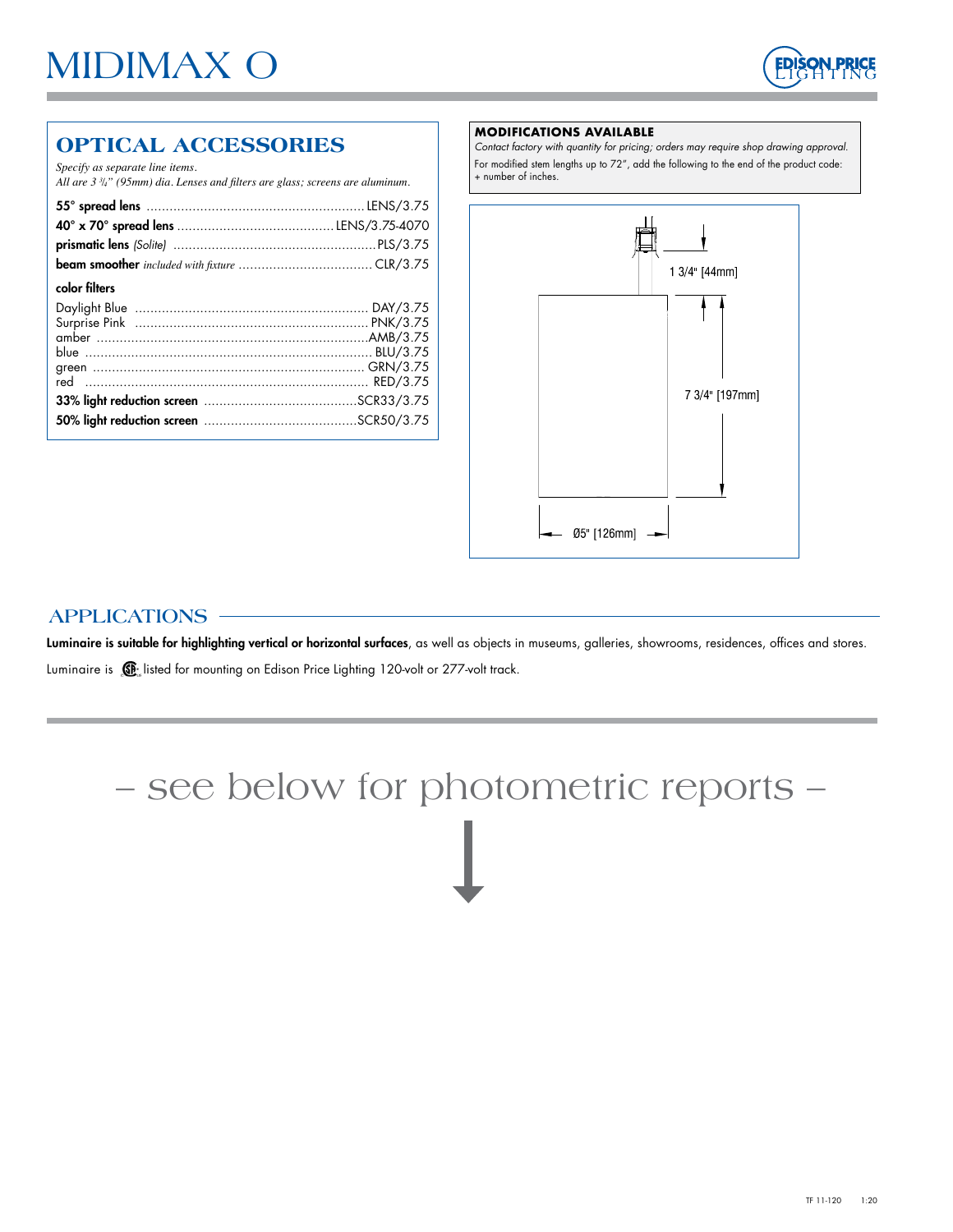# MIDIMAX O

## OPTICAL ACCESSORIES

*Specify as separate line items.*
*All are 3 ¾" (95mm) dia. Lenses and filters are glass; screens are aluminum.*

| | |
|---|---|
| **55° spread lens** | LENS/3.75 |
| **40° x 70° spread lens** | LENS/3.75-4070 |
| **prismatic lens** *(Solite)* | PLS/3.75 |
| **beam smoother** *included with fixture* | CLR/3.75 |

**color filters**

| | |
|---|---|
| Daylight Blue | DAY/3.75 |
| Surprise Pink | PNK/3.75 |
| amber | AMB/3.75 |
| blue | BLU/3.75 |
| green | GRN/3.75 |
| red | RED/3.75 |
| **33% light reduction screen** | SCR33/3.75 |
| **50% light reduction screen** | SCR50/3.75 |

**MODIFICATIONS AVAILABLE**

*Contact factory with quantity for pricing; orders may require shop drawing approval.*

For modified stem lengths up to 72", add the following to the end of the product code: + number of inches.

1 3/4" [44mm]

7 3/4" [197mm]

Ø5" [126mm]

## APPLICATIONS

**Luminaire is suitable for highlighting vertical or horizontal surfaces**, as well as objects in museums, galleries, showrooms, residences, offices and stores.

Luminaire is CSA listed for mounting on Edison Price Lighting 120-volt or 277-volt track.

– see below for photometric reports –

TF 11-120 1:20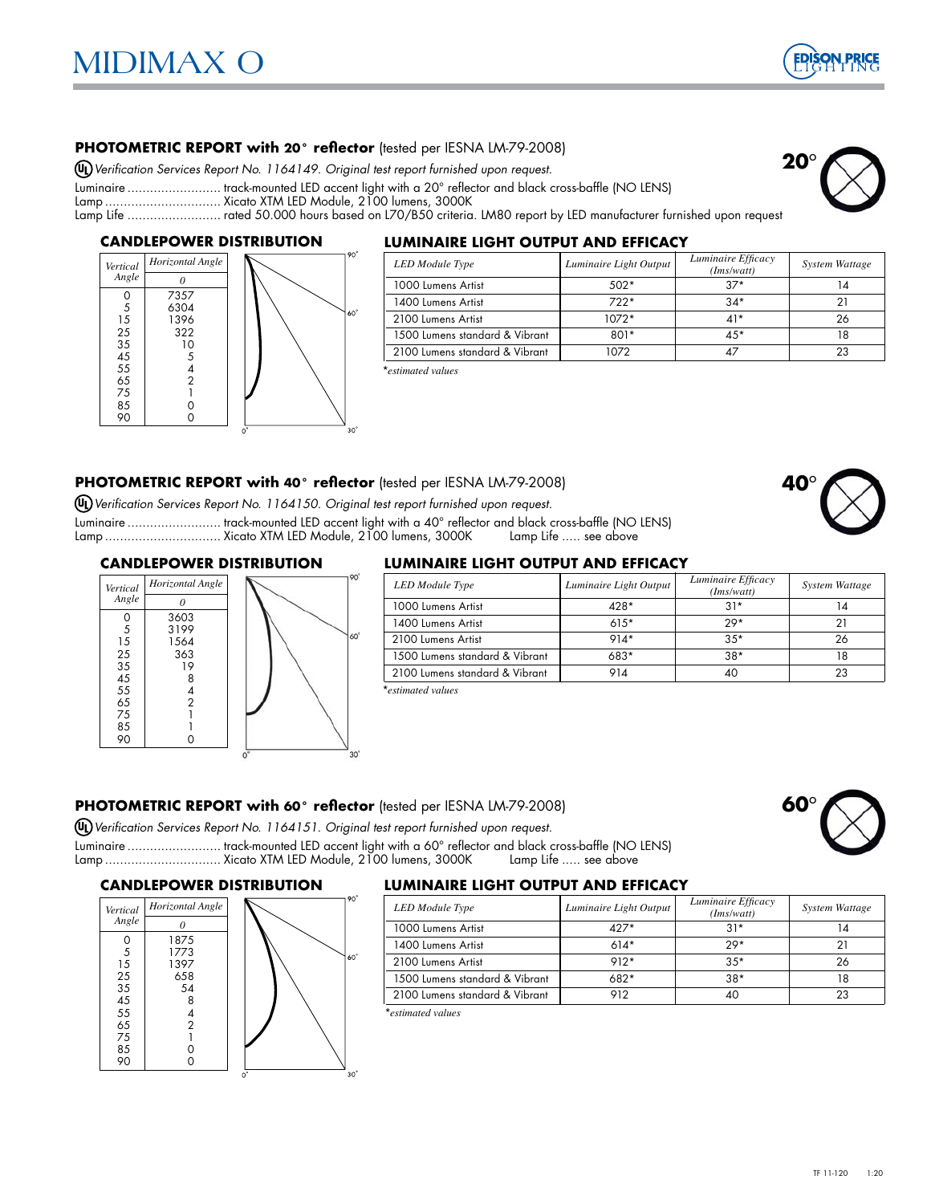# MIDIMAX O

## PHOTOMETRIC REPORT with 20° reflector (tested per IESNA LM-79-2008)

*UL Verification Services Report No. 1164149. Original test report furnished upon request.*

Luminaire .......................... track-mounted LED accent light with a 20° reflector and black cross-baffle (NO LENS)
Lamp ................................ Xicato XTM LED Module, 2100 lumens, 3000K
Lamp Life .......................... rated 50.000 hours based on L70/B50 criteria. LM80 report by LED manufacturer furnished upon request

20°

### CANDLEPOWER DISTRIBUTION

| Vertical Angle | Horizontal Angle 0 |
|---|---|
| 0 | 7357 |
| 5 | 6304 |
| 15 | 1396 |
| 25 | 322 |
| 35 | 10 |
| 45 | 5 |
| 55 | 4 |
| 65 | 2 |
| 75 | 1 |
| 85 | 0 |
| 90 | 0 |

### LUMINAIRE LIGHT OUTPUT AND EFFICACY

| LED Module Type | Luminaire Light Output | Luminaire Efficacy (lms/watt) | System Wattage |
|---|---|---|---|
| 1000 Lumens Artist | 502* | 37* | 14 |
| 1400 Lumens Artist | 722* | 34* | 21 |
| 2100 Lumens Artist | 1072* | 41* | 26 |
| 1500 Lumens standard & Vibrant | 801* | 45* | 18 |
| 2100 Lumens standard & Vibrant | 1072 | 47 | 23 |

*\*estimated values*

## PHOTOMETRIC REPORT with 40° reflector (tested per IESNA LM-79-2008)

*UL Verification Services Report No. 1164150. Original test report furnished upon request.*

Luminaire .......................... track-mounted LED accent light with a 40° reflector and black cross-baffle (NO LENS)
Lamp ................................ Xicato XTM LED Module, 2100 lumens, 3000K     Lamp Life ..... see above

40°

### CANDLEPOWER DISTRIBUTION

| Vertical Angle | Horizontal Angle 0 |
|---|---|
| 0 | 3603 |
| 5 | 3199 |
| 15 | 1564 |
| 25 | 363 |
| 35 | 19 |
| 45 | 8 |
| 55 | 4 |
| 65 | 2 |
| 75 | 1 |
| 85 | 1 |
| 90 | 0 |

### LUMINAIRE LIGHT OUTPUT AND EFFICACY

| LED Module Type | Luminaire Light Output | Luminaire Efficacy (lms/watt) | System Wattage |
|---|---|---|---|
| 1000 Lumens Artist | 428* | 31* | 14 |
| 1400 Lumens Artist | 615* | 29* | 21 |
| 2100 Lumens Artist | 914* | 35* | 26 |
| 1500 Lumens standard & Vibrant | 683* | 38* | 18 |
| 2100 Lumens standard & Vibrant | 914 | 40 | 23 |

*\*estimated values*

## PHOTOMETRIC REPORT with 60° reflector (tested per IESNA LM-79-2008)

*UL Verification Services Report No. 1164151. Original test report furnished upon request.*

Luminaire .......................... track-mounted LED accent light with a 60° reflector and black cross-baffle (NO LENS)
Lamp ................................ Xicato XTM LED Module, 2100 lumens, 3000K     Lamp Life ..... see above

60°

### CANDLEPOWER DISTRIBUTION

| Vertical Angle | Horizontal Angle 0 |
|---|---|
| 0 | 1875 |
| 5 | 1773 |
| 15 | 1397 |
| 25 | 658 |
| 35 | 54 |
| 45 | 8 |
| 55 | 4 |
| 65 | 2 |
| 75 | 1 |
| 85 | 0 |
| 90 | 0 |

### LUMINAIRE LIGHT OUTPUT AND EFFICACY

| LED Module Type | Luminaire Light Output | Luminaire Efficacy (lms/watt) | System Wattage |
|---|---|---|---|
| 1000 Lumens Artist | 427* | 31* | 14 |
| 1400 Lumens Artist | 614* | 29* | 21 |
| 2100 Lumens Artist | 912* | 35* | 26 |
| 1500 Lumens standard & Vibrant | 682* | 38* | 18 |
| 2100 Lumens standard & Vibrant | 912 | 40 | 23 |

*\*estimated values*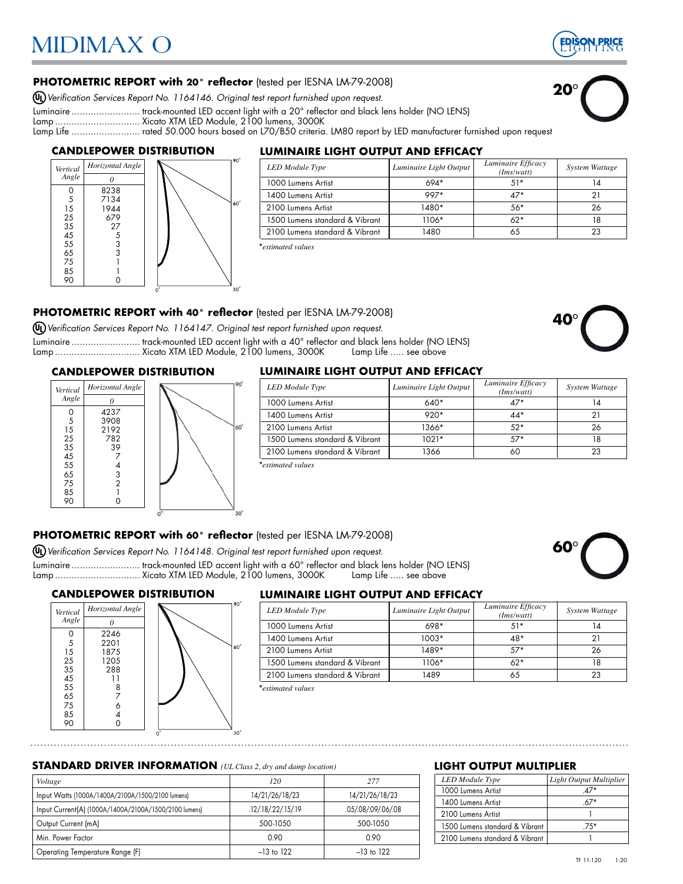# MIDIMAX O

## PHOTOMETRIC REPORT with 20° reflector (tested per IESNA LM-79-2008)

*Verification Services Report No. 1164146. Original test report furnished upon request.*

Luminaire .......................... track-mounted LED accent light with a 20° reflector and black lens holder (NO LENS)
Lamp ............................... Xicato XTM LED Module, 2100 lumens, 3000K
Lamp Life ......................... rated 50.000 hours based on L70/B50 criteria. LM80 report by LED manufacturer furnished upon request

20°

### CANDLEPOWER DISTRIBUTION

| Vertical Angle | Horizontal Angle 0 |
|---|---|
| 0 | 8238 |
| 5 | 7134 |
| 15 | 1944 |
| 25 | 679 |
| 35 | 27 |
| 45 | 5 |
| 55 | 3 |
| 65 | 3 |
| 75 | 1 |
| 85 | 1 |
| 90 | 0 |

90°
60°
0°
30°

### LUMINAIRE LIGHT OUTPUT AND EFFICACY

| LED Module Type | Luminaire Light Output | Luminaire Efficacy (lms/watt) | System Wattage |
|---|---|---|---|
| 1000 Lumens Artist | 694* | 51* | 14 |
| 1400 Lumens Artist | 997* | 47* | 21 |
| 2100 Lumens Artist | 1480* | 56* | 26 |
| 1500 Lumens standard & Vibrant | 1106* | 62* | 18 |
| 2100 Lumens standard & Vibrant | 1480 | 65 | 23 |

*estimated values

## PHOTOMETRIC REPORT with 40° reflector (tested per IESNA LM-79-2008)

*Verification Services Report No. 1164147. Original test report furnished upon request.*

Luminaire .......................... track-mounted LED accent light with a 40° reflector and black lens holder (NO LENS)
Lamp ............................... Xicato XTM LED Module, 2100 lumens, 3000K Lamp Life ..... see above

40°

### CANDLEPOWER DISTRIBUTION

| Vertical Angle | Horizontal Angle 0 |
|---|---|
| 0 | 4237 |
| 5 | 3908 |
| 15 | 2192 |
| 25 | 782 |
| 35 | 39 |
| 45 | 7 |
| 55 | 4 |
| 65 | 3 |
| 75 | 2 |
| 85 | 1 |
| 90 | 0 |

90°
60°
0°
30°

### LUMINAIRE LIGHT OUTPUT AND EFFICACY

| LED Module Type | Luminaire Light Output | Luminaire Efficacy (lms/watt) | System Wattage |
|---|---|---|---|
| 1000 Lumens Artist | 640* | 47* | 14 |
| 1400 Lumens Artist | 920* | 44* | 21 |
| 2100 Lumens Artist | 1366* | 52* | 26 |
| 1500 Lumens standard & Vibrant | 1021* | 57* | 18 |
| 2100 Lumens standard & Vibrant | 1366 | 60 | 23 |

*estimated values

## PHOTOMETRIC REPORT with 60° reflector (tested per IESNA LM-79-2008)

*Verification Services Report No. 1164148. Original test report furnished upon request.*

Luminaire .......................... track-mounted LED accent light with a 60° reflector and black lens holder (NO LENS)
Lamp ............................... Xicato XTM LED Module, 2100 lumens, 3000K Lamp Life ..... see above

60°

### CANDLEPOWER DISTRIBUTION

| Vertical Angle | Horizontal Angle 0 |
|---|---|
| 0 | 2246 |
| 5 | 2201 |
| 15 | 1875 |
| 25 | 1205 |
| 35 | 288 |
| 45 | 11 |
| 55 | 8 |
| 65 | 7 |
| 75 | 6 |
| 85 | 4 |
| 90 | 0 |

90°
60°
0°
30°

### LUMINAIRE LIGHT OUTPUT AND EFFICACY

| LED Module Type | Luminaire Light Output | Luminaire Efficacy (lms/watt) | System Wattage |
|---|---|---|---|
| 1000 Lumens Artist | 698* | 51* | 14 |
| 1400 Lumens Artist | 1003* | 48* | 21 |
| 2100 Lumens Artist | 1489* | 57* | 26 |
| 1500 Lumens standard & Vibrant | 1106* | 62* | 18 |
| 2100 Lumens standard & Vibrant | 1489 | 65 | 23 |

*estimated values

## STANDARD DRIVER INFORMATION *(UL Class 2, dry and damp location)*

| Voltage | 120 | 277 |
|---|---|---|
| Input Watts (1000A/1400A/2100A/1500/2100 lumens) | 14/21/26/18/23 | 14/21/26/18/23 |
| Input Current(A) (1000A/1400A/2100A/1500/2100 lumens) | .12/.18/.22/.15/.19 | .05/.08/.09/.06/.08 |
| Output Current (mA) | 500-1050 | 500-1050 |
| Min. Power Factor | 0.90 | 0.90 |
| Operating Temperature Range (F) | −13 to 122 | −13 to 122 |

## LIGHT OUTPUT MULTIPLIER

| LED Module Type | Light Output Multiplier |
|---|---|
| 1000 Lumens Artist | .47* |
| 1400 Lumens Artist | .67* |
| 2100 Lumens Artist | 1 |
| 1500 Lumens standard & Vibrant | .75* |
| 2100 Lumens standard & Vibrant | 1 |

TF 11-120 1:20